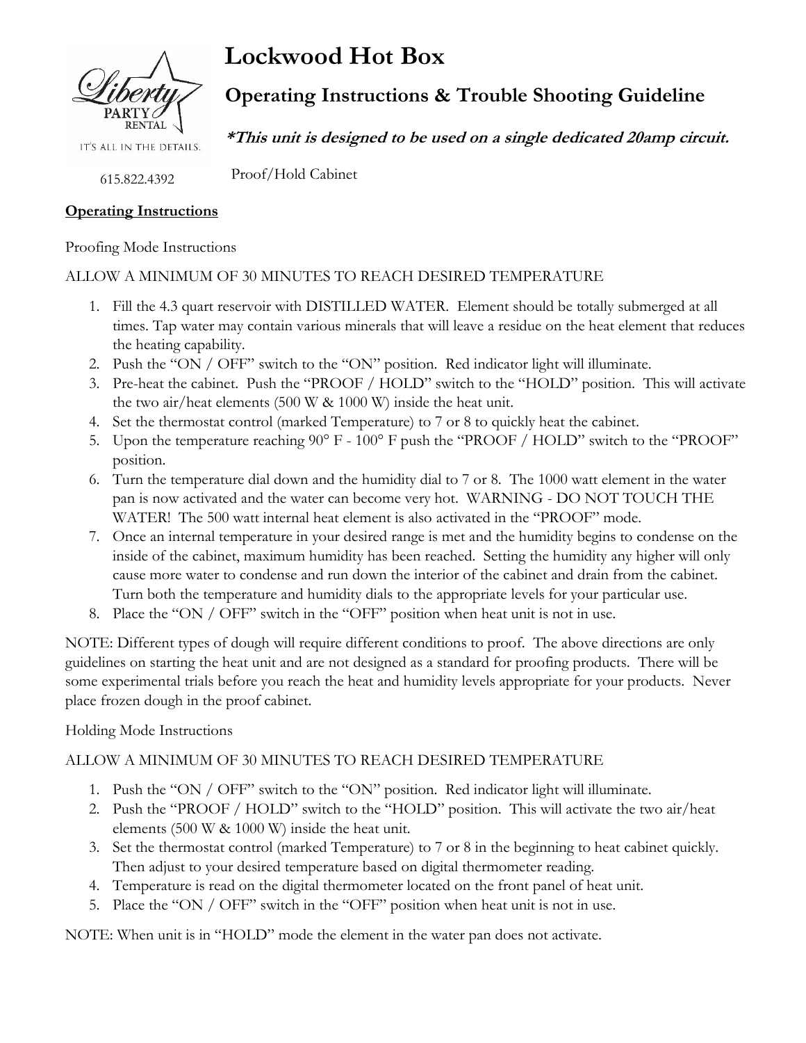# Lockwood Hot Box

## Operating Instructions & Trouble Shooting Guideline

***This unit is designed to be used on a single dedicated 20amp circuit.***

Liberty PARTY RENTAL
IT'S ALL IN THE DETAILS.

615.822.4392

Proof/Hold Cabinet

**Operating Instructions**

Proofing Mode Instructions

ALLOW A MINIMUM OF 30 MINUTES TO REACH DESIRED TEMPERATURE

1. Fill the 4.3 quart reservoir with DISTILLED WATER. Element should be totally submerged at all times. Tap water may contain various minerals that will leave a residue on the heat element that reduces the heating capability.
2. Push the "ON / OFF" switch to the "ON" position. Red indicator light will illuminate.
3. Pre-heat the cabinet. Push the "PROOF / HOLD" switch to the "HOLD" position. This will activate the two air/heat elements (500 W & 1000 W) inside the heat unit.
4. Set the thermostat control (marked Temperature) to 7 or 8 to quickly heat the cabinet.
5. Upon the temperature reaching 90° F - 100° F push the "PROOF / HOLD" switch to the "PROOF" position.
6. Turn the temperature dial down and the humidity dial to 7 or 8. The 1000 watt element in the water pan is now activated and the water can become very hot. WARNING - DO NOT TOUCH THE WATER! The 500 watt internal heat element is also activated in the "PROOF" mode.
7. Once an internal temperature in your desired range is met and the humidity begins to condense on the inside of the cabinet, maximum humidity has been reached. Setting the humidity any higher will only cause more water to condense and run down the interior of the cabinet and drain from the cabinet. Turn both the temperature and humidity dials to the appropriate levels for your particular use.
8. Place the "ON / OFF" switch in the "OFF" position when heat unit is not in use.

NOTE: Different types of dough will require different conditions to proof. The above directions are only guidelines on starting the heat unit and are not designed as a standard for proofing products. There will be some experimental trials before you reach the heat and humidity levels appropriate for your products. Never place frozen dough in the proof cabinet.

Holding Mode Instructions

ALLOW A MINIMUM OF 30 MINUTES TO REACH DESIRED TEMPERATURE

1. Push the "ON / OFF" switch to the "ON" position. Red indicator light will illuminate.
2. Push the "PROOF / HOLD" switch to the "HOLD" position. This will activate the two air/heat elements (500 W & 1000 W) inside the heat unit.
3. Set the thermostat control (marked Temperature) to 7 or 8 in the beginning to heat cabinet quickly. Then adjust to your desired temperature based on digital thermometer reading.
4. Temperature is read on the digital thermometer located on the front panel of heat unit.
5. Place the "ON / OFF" switch in the "OFF" position when heat unit is not in use.

NOTE: When unit is in "HOLD" mode the element in the water pan does not activate.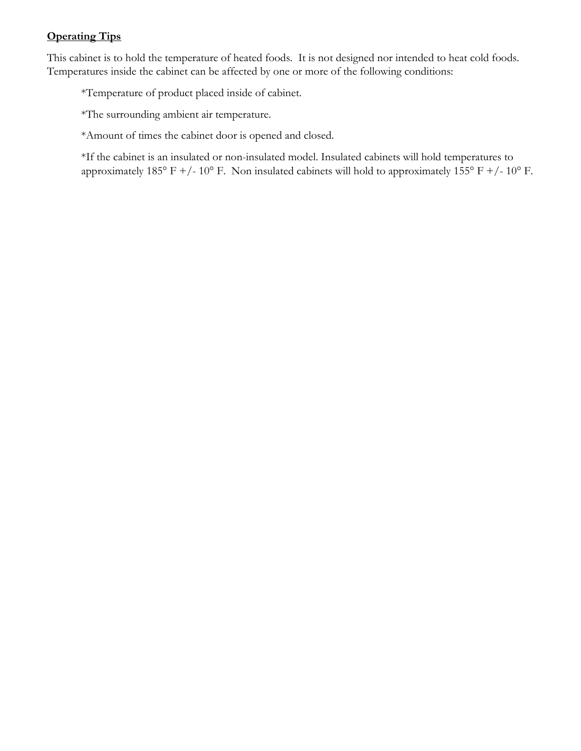**Operating Tips**

This cabinet is to hold the temperature of heated foods. It is not designed nor intended to heat cold foods. Temperatures inside the cabinet can be affected by one or more of the following conditions:

*Temperature of product placed inside of cabinet.

*The surrounding ambient air temperature.

*Amount of times the cabinet door is opened and closed.

*If the cabinet is an insulated or non-insulated model. Insulated cabinets will hold temperatures to approximately 185° F +/- 10° F. Non insulated cabinets will hold to approximately 155° F +/- 10° F.